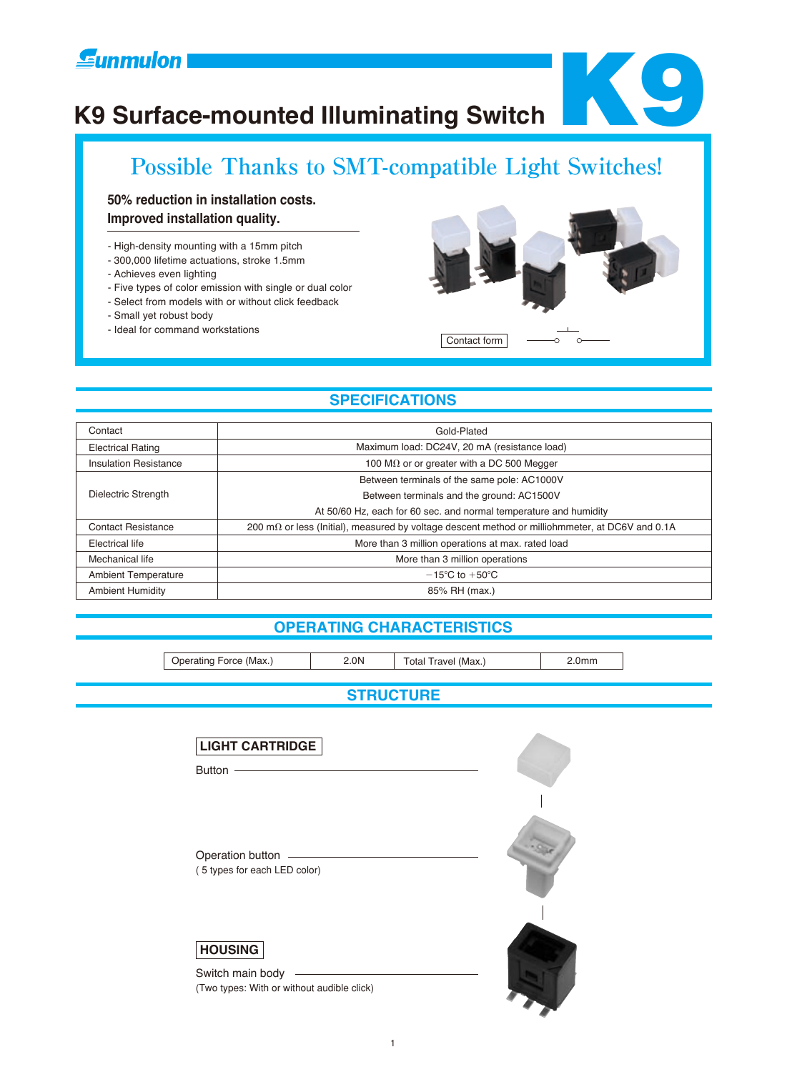Sunmulon

# K9 Surface-mounted Illuminating Switch

K9

## Possible Thanks to SMT-compatible Light Switches!

**50% reduction in installation costs.**
**Improved installation quality.**

- High-density mounting with a 15mm pitch
- 300,000 lifetime actuations, stroke 1.5mm
- Achieves even lighting
- Five types of color emission with single or dual color
- Select from models with or without click feedback
- Small yet robust body
- Ideal for command workstations

Contact form

## SPECIFICATIONS

| | |
|---|---|
| Contact | Gold-Plated |
| Electrical Rating | Maximum load: DC24V, 20 mA (resistance load) |
| Insulation Resistance | 100 MΩ or or greater with a DC 500 Megger |
| Dielectric Strength | Between terminals of the same pole: AC1000V<br>Between terminals and the ground: AC1500V<br>At 50/60 Hz, each for 60 sec. and normal temperature and humidity |
| Contact Resistance | 200 mΩ or less (Initial), measured by voltage descent method or milliohmmeter, at DC6V and 0.1A |
| Electrical life | More than 3 million operations at max. rated load |
| Mechanical life | More than 3 million operations |
| Ambient Temperature | −15°C to +50°C |
| Ambient Humidity | 85% RH (max.) |

## OPERATING CHARACTERISTICS

| | | | |
|---|---|---|---|
| Operating Force (Max.) | 2.0N | Total Travel (Max.) | 2.0mm |

## STRUCTURE

**LIGHT CARTRIDGE**

Button

Operation button
( 5 types for each LED color)

**HOUSING**

Switch main body
(Two types: With or without audible click)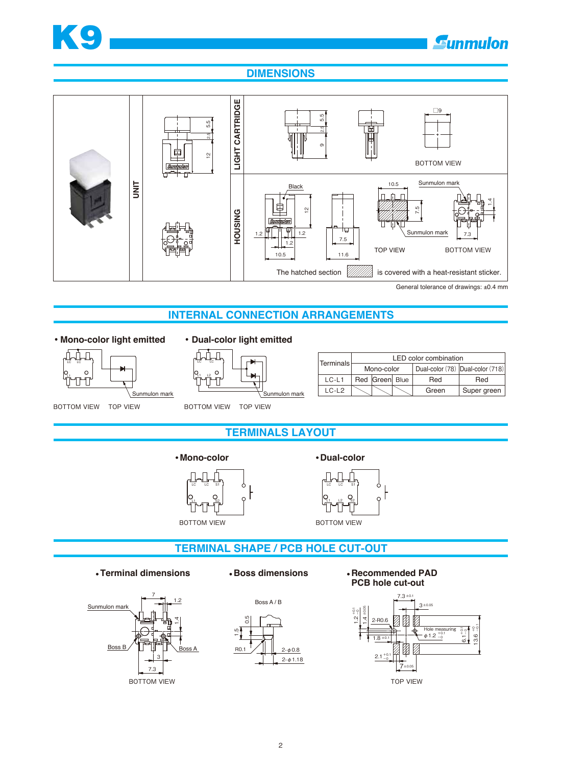## DIMENSIONS

UNIT

LIGHT CARTRIDGE

BOTTOM VIEW

HOUSING

Black

Sunmulon mark

TOP VIEW

BOTTOM VIEW

The hatched section is covered with a heat-resistant sticker.

General tolerance of drawings: ±0.4 mm

## INTERNAL CONNECTION ARRANGEMENTS

**• Mono-color light emitted**

BOTTOM VIEW TOP VIEW

**• Dual-color light emitted**

BOTTOM VIEW TOP VIEW

| Terminals | LED color combination | | | | |
|---|---|---|---|---|---|
| | Mono-color | | | Dual-color (78) | Dual-color (718) |
| LC-L1 | Red | Green | Blue | Red | Red |
| LC-L2 | | | | Green | Super green |

## TERMINALS LAYOUT

**• Mono-color**

BOTTOM VIEW

**• Dual-color**

BOTTOM VIEW

## TERMINAL SHAPE / PCB HOLE CUT-OUT

**• Terminal dimensions**

BOTTOM VIEW

**• Boss dimensions**

Boss A / B

**• Recommended PAD PCB hole cut-out**

Hole measuring $\phi 1.2^{+0.1}_{-0}$

TOP VIEW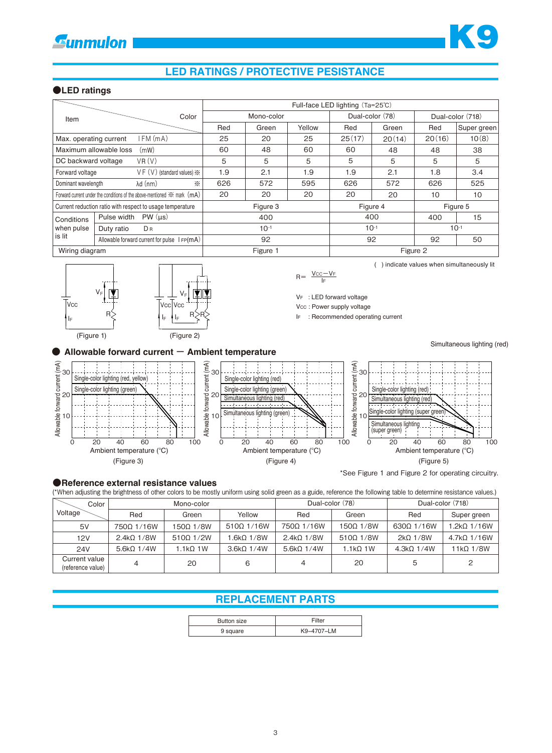# LED RATINGS / PROTECTIVE PESISTANCE

## ●LED ratings

| Item \ Color | | Full-face LED lighting (Ta=25℃) | | | | | | |
|---|---|---|---|---|---|---|---|---|
| | | Mono-color | | | Dual-color (78) | | Dual-color (718) | |
| | | Red | Green | Yellow | Red | Green | Red | Super green |
| Max. operating current | IFM (mA) | 25 | 20 | 25 | 25 (17) | 20 (14) | 20 (16) | 10 (8) |
| Maximum allowable loss | (mW) | 60 | 48 | 60 | 60 | 48 | 48 | 38 |
| DC backward voltage | VR (V) | 5 | 5 | 5 | 5 | 5 | 5 | 5 |
| Forward voltage | VF (V) (standard values) ※ | 1.9 | 2.1 | 1.9 | 1.9 | 2.1 | 1.8 | 3.4 |
| Dominant wavelength | λd (nm) ※ | 626 | 572 | 595 | 626 | 572 | 626 | 525 |
| Forward current under the conditions of the above-mentioned ※ mark (mA) | | 20 | 20 | 20 | 20 | 20 | 10 | 10 |
| Current reduction ratio with respect to usage temperature | | Figure 3 | | | Figure 4 | | Figure 5 | |
| Conditions when pulse is lit | Pulse width PW (μs) | 400 | | | 400 | | 400 | 15 |
| | Duty ratio DR | $10^{-1}$ | | | $10^{-1}$ | | $10^{-1}$ | |
| | Allowable forward current for pulse IFP (mA) | 92 | | | 92 | | 92 | 50 |
| Wiring diagram | | Figure 1 | | | Figure 2 | | | |

( ) indicate values when simultaneously lit

(Figure 1) (Figure 2)

$$R = \frac{V_{CC} - V_F}{I_F}$$

$V_F$ : LED forward voltage
$V_{CC}$ : Power supply voltage
$I_F$ : Recommended operating current

## ● Allowable forward current — Ambient temperature

Figure 3: Single-color lighting (red, yellow); Single-color lighting (green)

Figure 4: Single-color lighting (red); Single-color lighting (green); Simultaneous lighting (red); Simultaneous lighting (green)

Figure 5: Single-color lighting (red); Simultaneous lighting (red); Single-color lighting (super green); Simultaneous lighting (super green)

Axes: Allowable forward current (mA) vs. Ambient temperature (°C)

(Figure 3) (Figure 4) (Figure 5)

*See Figure 1 and Figure 2 for operating circuitry.

## ●Reference external resistance values

(*When adjusting the brightness of other colors to be mostly uniform using solid green as a guide, reference the following table to determine resistance values.)

| Voltage \ Color | Mono-color | | | Dual-color (78) | | Dual-color (718) | |
|---|---|---|---|---|---|---|---|
| | Red | Green | Yellow | Red | Green | Red | Super green |
| 5V | 750Ω 1/16W | 150Ω 1/8W | 510Ω 1/16W | 750Ω 1/16W | 150Ω 1/8W | 630Ω 1/16W | 1.2kΩ 1/16W |
| 12V | 2.4kΩ 1/8W | 510Ω 1/2W | 1.6kΩ 1/8W | 2.4kΩ 1/8W | 510Ω 1/8W | 2kΩ 1/8W | 4.7kΩ 1/16W |
| 24V | 5.6kΩ 1/4W | 1.1kΩ 1W | 3.6kΩ 1/4W | 5.6kΩ 1/4W | 1.1kΩ 1W | 4.3kΩ 1/4W | 11kΩ 1/8W |
| Current value (reference value) | 4 | 20 | 6 | 4 | 20 | 5 | 2 |

# REPLACEMENT PARTS

| Button size | Filter |
|---|---|
| 9 square | K9–4707–LM |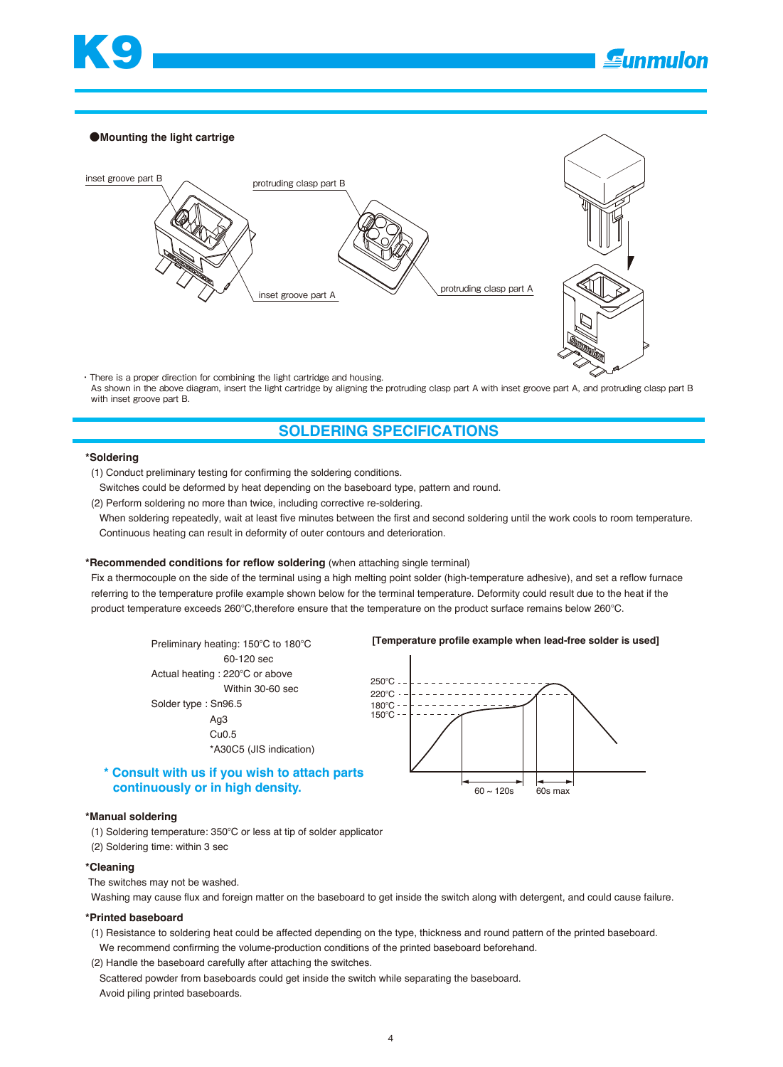## ●Mounting the light cartrige

inset groove part B

protruding clasp part B

inset groove part A

protruding clasp part A

・There is a proper direction for combining the light cartridge and housing.
As shown in the above diagram, insert the light cartridge by aligning the protruding clasp part A with inset groove part A, and protruding clasp part B with inset groove part B.

## SOLDERING SPECIFICATIONS

**\*Soldering**

(1) Conduct preliminary testing for confirming the soldering conditions.
Switches could be deformed by heat depending on the baseboard type, pattern and round.

(2) Perform soldering no more than twice, including corrective re-soldering.
When soldering repeatedly, wait at least five minutes between the first and second soldering until the work cools to room temperature.
Continuous heating can result in deformity of outer contours and deterioration.

**\*Recommended conditions for reflow soldering** (when attaching single terminal)

Fix a thermocouple on the side of the terminal using a high melting point solder (high-temperature adhesive), and set a reflow furnace referring to the temperature profile example shown below for the terminal temperature. Deformity could result due to the heat if the product temperature exceeds 260°C,therefore ensure that the temperature on the product surface remains below 260°C.

Preliminary heating: 150°C to 180°C
60-120 sec

Actual heating : 220°C or above
Within 30-60 sec

Solder type : Sn96.5
Ag3
Cu0.5
*A30C5 (JIS indication)

**[Temperature profile example when lead-free solder is used]**

250°C
220°C
180°C
150°C

60 ~ 120s
60s max

**\* Consult with us if you wish to attach parts continuously or in high density.**

**\*Manual soldering**

(1) Soldering temperature: 350°C or less at tip of solder applicator

(2) Soldering time: within 3 sec

**\*Cleaning**

The switches may not be washed.
Washing may cause flux and foreign matter on the baseboard to get inside the switch along with detergent, and could cause failure.

**\*Printed baseboard**

(1) Resistance to soldering heat could be affected depending on the type, thickness and round pattern of the printed baseboard.
We recommend confirming the volume-production conditions of the printed baseboard beforehand.

(2) Handle the baseboard carefully after attaching the switches.
Scattered powder from baseboards could get inside the switch while separating the baseboard.
Avoid piling printed baseboards.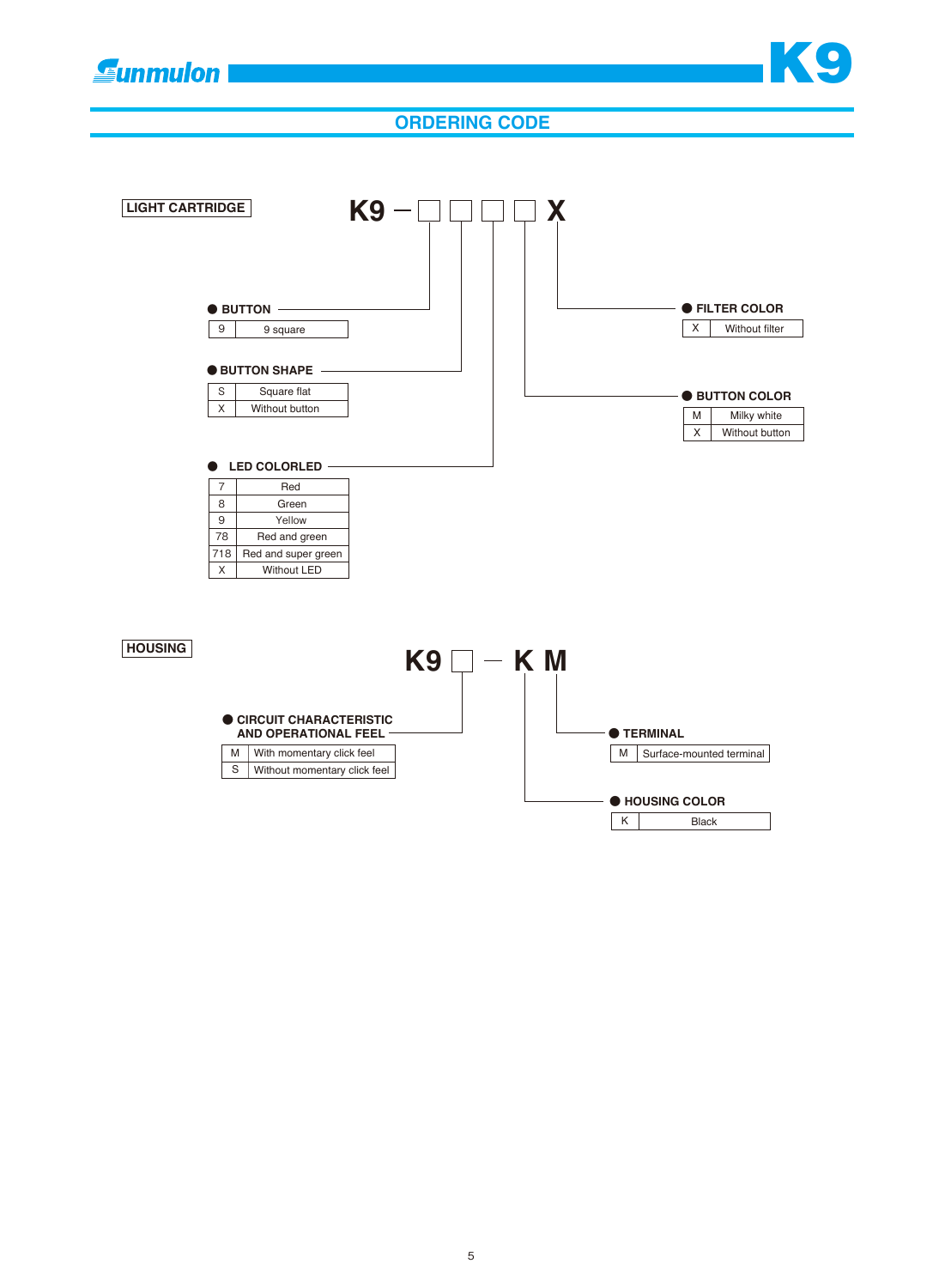## ORDERING CODE

### LIGHT CARTRIDGE

**K9 – □ □ □ □ X**

● **BUTTON**

| 9 | 9 square |
|---|---|

● **BUTTON SHAPE**

| S | Square flat |
|---|---|
| X | Without button |

● **LED COLORLED**

| 7 | Red |
|---|---|
| 8 | Green |
| 9 | Yellow |
| 78 | Red and green |
| 718 | Red and super green |
| X | Without LED |

● **BUTTON COLOR**

| M | Milky white |
|---|---|
| X | Without button |

● **FILTER COLOR**

| X | Without filter |
|---|---|

### HOUSING

**K9 □ – K M**

● **CIRCUIT CHARACTERISTIC AND OPERATIONAL FEEL**

| M | With momentary click feel |
|---|---|
| S | Without momentary click feel |

● **HOUSING COLOR**

| K | Black |
|---|---|

● **TERMINAL**

| M | Surface-mounted terminal |
|---|---|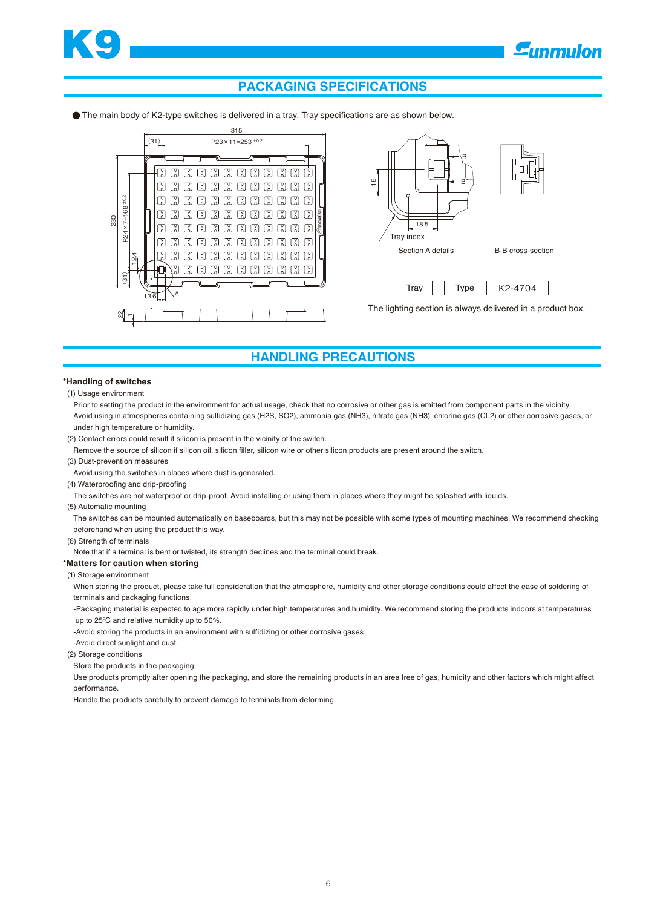## PACKAGING SPECIFICATIONS

● The main body of K2-type switches is delivered in a tray. Tray specifications are as shown below.

315
(31)
P23×11=253 ±0.2
230
P24×7=168 ±0.2
12.4
(31)
13.6
A
22
1

16
18.5
Tray index
B
B
Section A details

B-B cross-section

| Tray | Type | K2-4704 |
|---|---|---|

The lighting section is always delivered in a product box.

## HANDLING PRECAUTIONS

**\*Handling of switches**

(1) Usage environment

Prior to setting the product in the environment for actual usage, check that no corrosive or other gas is emitted from component parts in the vicinity. Avoid using in atmospheres containing sulfidizing gas ($H2S$, $SO2$), ammonia gas ($NH3$), nitrate gas ($NH3$), chlorine gas ($CL2$) or other corrosive gases, or under high temperature or humidity.

(2) Contact errors could result if silicon is present in the vicinity of the switch.

Remove the source of silicon if silicon oil, silicon filler, silicon wire or other silicon products are present around the switch.

(3) Dust-prevention measures

Avoid using the switches in places where dust is generated.

(4) Waterproofing and drip-proofing

The switches are not waterproof or drip-proof. Avoid installing or using them in places where they might be splashed with liquids.

(5) Automatic mounting

The switches can be mounted automatically on baseboards, but this may not be possible with some types of mounting machines. We recommend checking beforehand when using the product this way.

(6) Strength of terminals

Note that if a terminal is bent or twisted, its strength declines and the terminal could break.

**\*Matters for caution when storing**

(1) Storage environment

When storing the product, please take full consideration that the atmosphere, humidity and other storage conditions could affect the ease of soldering of terminals and packaging functions.

-Packaging material is expected to age more rapidly under high temperatures and humidity. We recommend storing the products indoors at temperatures up to 25℃ and relative humidity up to 50%.

-Avoid storing the products in an environment with sulfidizing or other corrosive gases.

-Avoid direct sunlight and dust.

(2) Storage conditions

Store the products in the packaging.

Use products promptly after opening the packaging, and store the remaining products in an area free of gas, humidity and other factors which might affect performance.

Handle the products carefully to prevent damage to terminals from deforming.